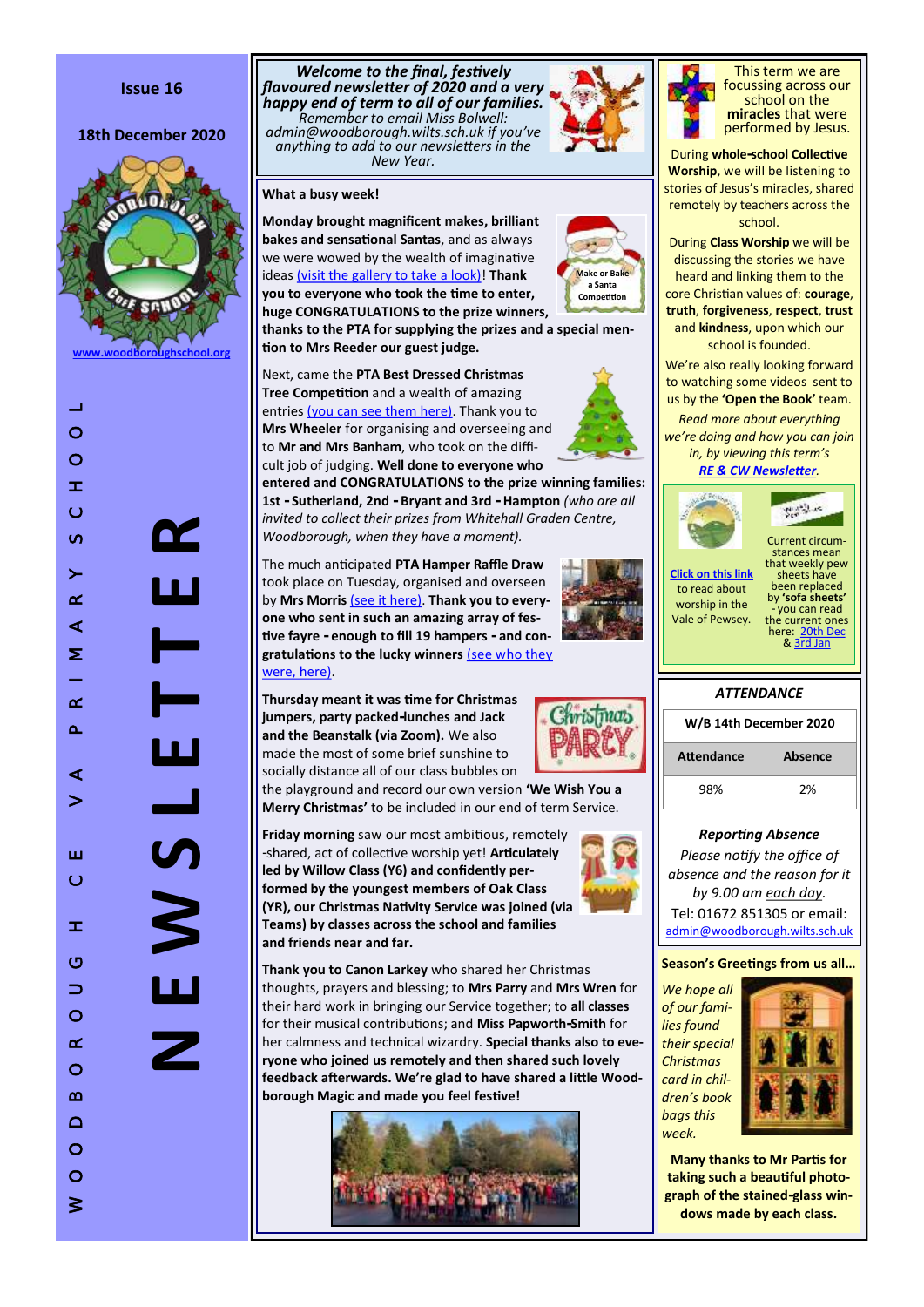Issue 16

18th December 2020

www.woodboroughschool.org

WOODBOROUGH CE VA PRIMARY SCHOOL

# NEWSLETTER

***Welcome to the final, festively flavoured newsletter of 2020 and a very happy end of term to all of our families.***

*Remember to email Miss Bolwell: admin@woodborough.wilts.sch.uk if you've anything to add to our newsletters in the New Year.*

**What a busy week!**

**Monday brought magnificent makes, brilliant bakes and sensational Santas**, and as always we were wowed by the wealth of imaginative ideas (visit the gallery to take a look)! **Thank you to everyone who took the time to enter, huge CONGRATULATIONS to the prize winners, thanks to the PTA for supplying the prizes and a special mention to Mrs Reeder our guest judge.**

Make or Bake a Santa Competition

Next, came the **PTA Best Dressed Christmas Tree Competition** and a wealth of amazing entries (you can see them here). Thank you to **Mrs Wheeler** for organising and overseeing and to **Mr and Mrs Banham**, who took on the difficult job of judging. **Well done to everyone who entered and CONGRATULATIONS to the prize winning families: 1st - Sutherland, 2nd - Bryant and 3rd - Hampton** *(who are all invited to collect their prizes from Whitehall Graden Centre, Woodborough, when they have a moment).*

The much anticipated **PTA Hamper Raffle Draw** took place on Tuesday, organised and overseen by **Mrs Morris** (see it here). **Thank you to everyone who sent in such an amazing array of festive fayre - enough to fill 19 hampers - and congratulations to the lucky winners** (see who they were, here).

**Thursday meant it was time for Christmas jumpers, party packed-lunches and Jack and the Beanstalk (via Zoom).** We also made the most of some brief sunshine to socially distance all of our class bubbles on the playground and record our own version **'We Wish You a Merry Christmas'** to be included in our end of term Service.

**Friday morning** saw our most ambitious, remotely-shared, act of collective worship yet! **Articulately led by Willow Class (Y6) and confidently performed by the youngest members of Oak Class (YR), our Christmas Nativity Service was joined (via Teams) by classes across the school and families and friends near and far.**

**Thank you to Canon Larkey** who shared her Christmas thoughts, prayers and blessing; to **Mrs Parry** and **Mrs Wren** for their hard work in bringing our Service together; to **all classes** for their musical contributions; and **Miss Papworth-Smith** for her calmness and technical wizardry. **Special thanks also to everyone who joined us remotely and then shared such lovely feedback afterwards. We're glad to have shared a little Woodborough Magic and made you feel festive!**

This term we are focussing across our school on the **miracles** that were performed by Jesus.

During **whole-school Collective Worship**, we will be listening to stories of Jesus's miracles, shared remotely by teachers across the school.

During **Class Worship** we will be discussing the stories we have heard and linking them to the core Christian values of: **courage**, **truth**, **forgiveness**, **respect**, **trust** and **kindness**, upon which our school is founded.

We're also really looking forward to watching some videos sent to us by the **'Open the Book'** team.

*Read more about everything we're doing and how you can join in, by viewing this term's **RE & CW Newsletter**.*

Click on this link to read about worship in the Vale of Pewsey.

Current circumstances mean that weekly pew sheets have been replaced by **'sofa sheets'** - you can read the current ones here: 20th Dec & 3rd Jan

***ATTENDANCE***

| W/B 14th December 2020 | |
|---|---|
| **Attendance** | **Absence** |
| 98% | 2% |

***Reporting Absence***

*Please notify the office of absence and the reason for it by 9.00 am each day.*

Tel: 01672 851305 or email: admin@woodborough.wilts.sch.uk

**Season's Greetings from us all...**

*We hope all of our families found their special Christmas card in children's book bags this week.*

**Many thanks to Mr Partis for taking such a beautiful photograph of the stained-glass windows made by each class.**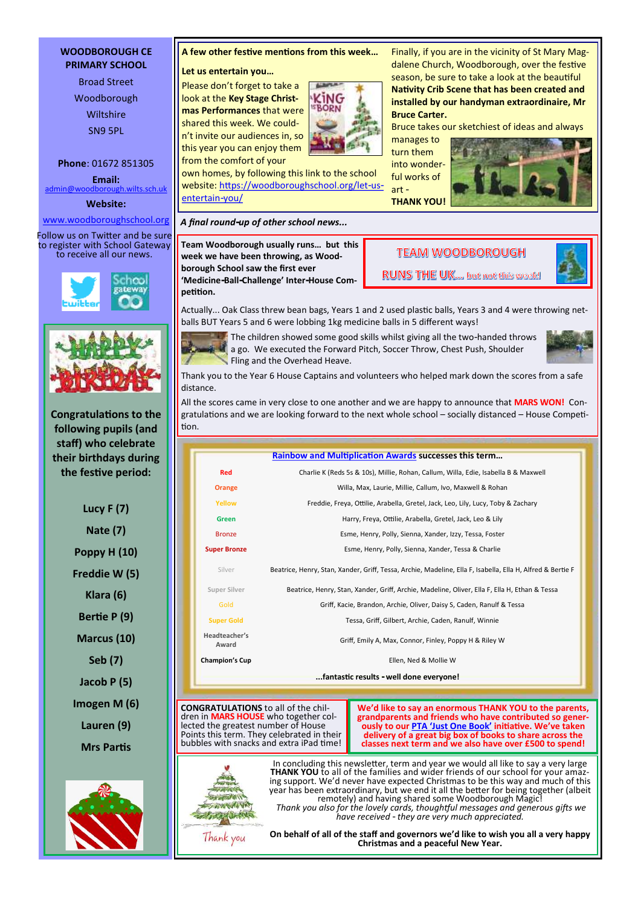**WOODBOROUGH CE PRIMARY SCHOOL**

Broad Street
Woodborough
Wiltshire
SN9 5PL

**Phone**: 01672 851305

**Email:**
admin@woodborough.wilts.sch.uk

**Website:**
www.woodboroughschool.org

Follow us on Twitter and be sure to register with School Gateway to receive all our news.

**Congratulations to the following pupils (and staff) who celebrate their birthdays during the festive period:**

**Lucy F (7)**
**Nate (7)**
**Poppy H (10)**
**Freddie W (5)**
**Klara (6)**
**Bertie P (9)**
**Marcus (10)**
**Seb (7)**
**Jacob P (5)**
**Imogen M (6)**
**Lauren (9)**
**Mrs Partis**

**A few other festive mentions from this week…**

**Let us entertain you…**

Please don't forget to take a look at the **Key Stage Christmas Performances** that were shared this week. We couldn't invite our audiences in, so this year you can enjoy them from the comfort of your own homes, by following this link to the school website: https://woodboroughschool.org/let-us-entertain-you/

Finally, if you are in the vicinity of St Mary Magdalene Church, Woodborough, over the festive season, be sure to take a look at the beautiful **Nativity Crib Scene that has been created and installed by our handyman extraordinaire, Mr Bruce Carter.**

Bruce takes our sketchiest of ideas and always manages to turn them into wonderful works of art - **THANK YOU!**

***A final round-up of other school news...***

**Team Woodborough usually runs… but this week we have been throwing, as Woodborough School saw the first ever 'Medicine-Ball-Challenge' Inter-House Competition.**

TEAM WOODBOROUGH RUNS THE UK… but not this week!

Actually... Oak Class threw bean bags, Years 1 and 2 used plastic balls, Years 3 and 4 were throwing netballs BUT Years 5 and 6 were lobbing 1kg medicine balls in 5 different ways!

The children showed some good skills whilst giving all the two-handed throws a go. We executed the Forward Pitch, Soccer Throw, Chest Push, Shoulder Fling and the Overhead Heave.

Thank you to the Year 6 House Captains and volunteers who helped mark down the scores from a safe distance.

All the scores came in very close to one another and we are happy to announce that **MARS WON!** Congratulations and we are looking forward to the next whole school – socially distanced – House Competition.

**Rainbow and Multiplication Awards successes this term…**

| | |
|---|---|
| **Red** | Charlie K (Reds 5s & 10s), Millie, Rohan, Callum, Willa, Edie, Isabella B & Maxwell |
| **Orange** | Willa, Max, Laurie, Millie, Callum, Ivo, Maxwell & Rohan |
| **Yellow** | Freddie, Freya, Ottilie, Arabella, Gretel, Jack, Leo, Lily, Lucy, Toby & Zachary |
| **Green** | Harry, Freya, Ottilie, Arabella, Gretel, Jack, Leo & Lily |
| Bronze | Esme, Henry, Polly, Sienna, Xander, Izzy, Tessa, Foster |
| **Super Bronze** | Esme, Henry, Polly, Sienna, Xander, Tessa & Charlie |
| Silver | Beatrice, Henry, Stan, Xander, Griff, Tessa, Archie, Madeline, Ella F, Isabella, Ella H, Alfred & Bertie F |
| Super Silver | Beatrice, Henry, Stan, Xander, Griff, Archie, Madeline, Oliver, Ella F, Ella H, Ethan & Tessa |
| Gold | Griff, Kacie, Brandon, Archie, Oliver, Daisy S, Caden, Ranulf & Tessa |
| **Super Gold** | Tessa, Griff, Gilbert, Archie, Caden, Ranulf, Winnie |
| Headteacher's Award | Griff, Emily A, Max, Connor, Finley, Poppy H & Riley W |
| **Champion's Cup** | Ellen, Ned & Mollie W |

**...fantastic results - well done everyone!**

**CONGRATULATIONS** to all of the children in **MARS HOUSE** who together collected the greatest number of House Points this term. They celebrated in their bubbles with snacks and extra iPad time!

**We'd like to say an enormous THANK YOU to the parents, grandparents and friends who have contributed so generously to our PTA 'Just One Book' initiative. We've taken delivery of a great big box of books to share across the classes next term and we also have over £500 to spend!**

In concluding this newsletter, term and year we would all like to say a very large **THANK YOU** to all of the families and wider friends of our school for your amazing support. We'd never have expected Christmas to be this way and much of this year has been extraordinary, but we end it all the better for being together (albeit remotely) and having shared some Woodborough Magic!

*Thank you also for the lovely cards, thoughtful messages and generous gifts we have received - they are very much appreciated.*

**On behalf of all of the staff and governors we'd like to wish you all a very happy Christmas and a peaceful New Year.**